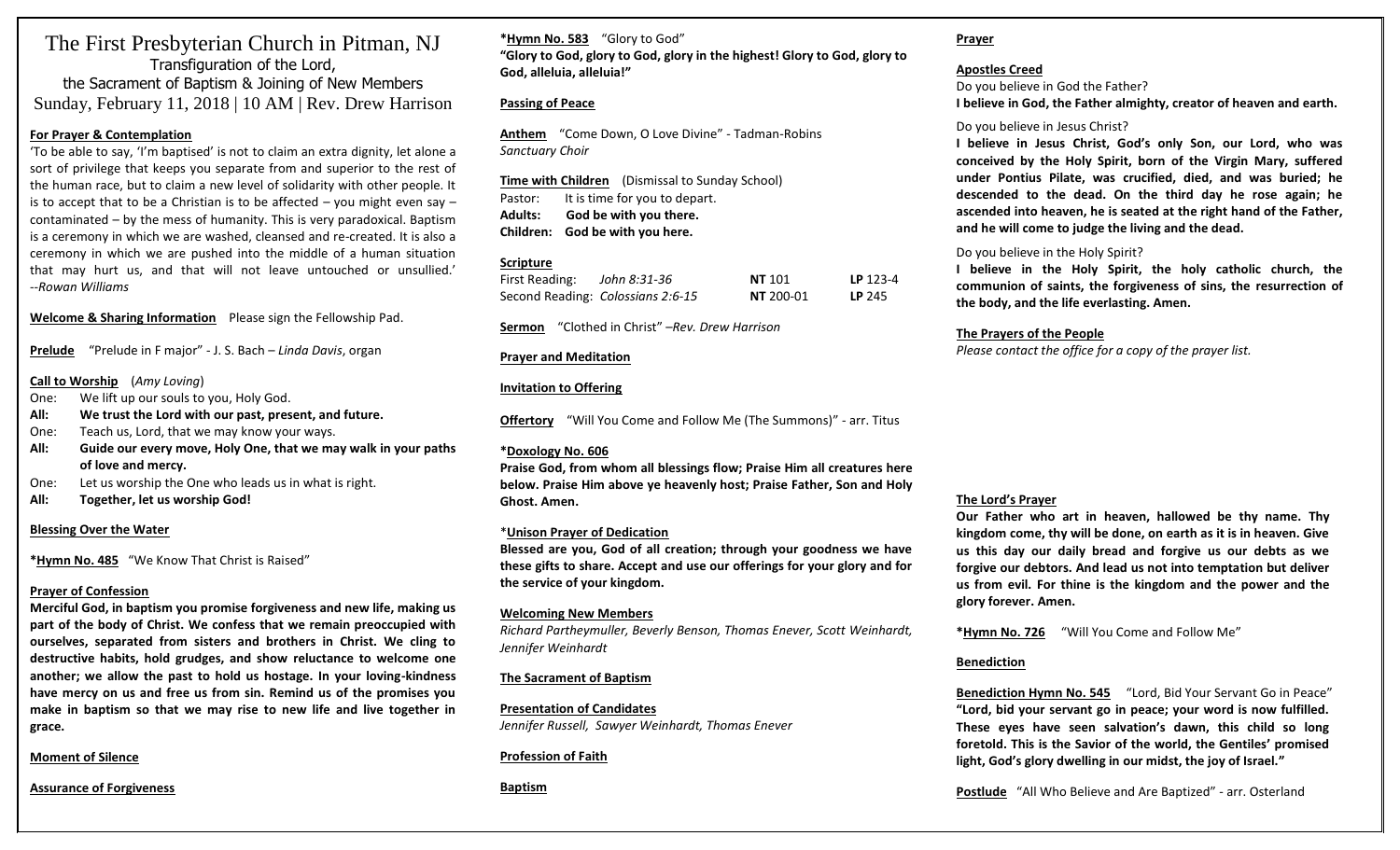# The First Presbyterian Church in Pitman, NJ

Transfiguration of the Lord,
the Sacrament of Baptism & Joining of New Members
Sunday, February 11, 2018 | 10 AM | Rev. Drew Harrison

**For Prayer & Contemplation**

'To be able to say, 'I'm baptised' is not to claim an extra dignity, let alone a sort of privilege that keeps you separate from and superior to the rest of the human race, but to claim a new level of solidarity with other people. It is to accept that to be a Christian is to be affected – you might even say – contaminated – by the mess of humanity. This is very paradoxical. Baptism is a ceremony in which we are washed, cleansed and re-created. It is also a ceremony in which we are pushed into the middle of a human situation that may hurt us, and that will not leave untouched or unsullied.' *--Rowan Williams*

**Welcome & Sharing Information** Please sign the Fellowship Pad.

**Prelude** "Prelude in F major" - J. S. Bach – *Linda Davis*, organ

**Call to Worship** (*Amy Loving*)

One: We lift up our souls to you, Holy God.
**All: We trust the Lord with our past, present, and future.**
One: Teach us, Lord, that we may know your ways.
**All: Guide our every move, Holy One, that we may walk in your paths of love and mercy.**
One: Let us worship the One who leads us in what is right.
**All: Together, let us worship God!**

**Blessing Over the Water**

***Hymn No. 485** "We Know That Christ is Raised"

**Prayer of Confession**

**Merciful God, in baptism you promise forgiveness and new life, making us part of the body of Christ. We confess that we remain preoccupied with ourselves, separated from sisters and brothers in Christ. We cling to destructive habits, hold grudges, and show reluctance to welcome one another; we allow the past to hold us hostage. In your loving-kindness have mercy on us and free us from sin. Remind us of the promises you make in baptism so that we may rise to new life and live together in grace.**

**Moment of Silence**

**Assurance of Forgiveness**

***Hymn No. 583** "Glory to God"
**"Glory to God, glory to God, glory in the highest! Glory to God, glory to God, alleluia, alleluia!"**

**Passing of Peace**

**Anthem** "Come Down, O Love Divine" - Tadman-Robins
*Sanctuary Choir*

**Time with Children** (Dismissal to Sunday School)

Pastor: It is time for you to depart.
**Adults: God be with you there.**
**Children: God be with you here.**

**Scripture**

| | | | |
|---|---|---|---|
| First Reading: | *John 8:31-36* | **NT** 101 | **LP** 123-4 |
| Second Reading: | *Colossians 2:6-15* | **NT** 200-01 | **LP** 245 |

**Sermon** "Clothed in Christ" –*Rev. Drew Harrison*

**Prayer and Meditation**

**Invitation to Offering**

**Offertory** "Will You Come and Follow Me (The Summons)" - arr. Titus

***Doxology No. 606**
**Praise God, from whom all blessings flow; Praise Him all creatures here below. Praise Him above ye heavenly host; Praise Father, Son and Holy Ghost. Amen.**

***Unison Prayer of Dedication**
**Blessed are you, God of all creation; through your goodness we have these gifts to share. Accept and use our offerings for your glory and for the service of your kingdom.**

**Welcoming New Members**
*Richard Partheymuller, Beverly Benson, Thomas Enever, Scott Weinhardt, Jennifer Weinhardt*

**The Sacrament of Baptism**

**Presentation of Candidates**
*Jennifer Russell, Sawyer Weinhardt, Thomas Enever*

**Profession of Faith**

**Baptism**

**Prayer**

**Apostles Creed**

Do you believe in God the Father?
**I believe in God, the Father almighty, creator of heaven and earth.**

Do you believe in Jesus Christ?
**I believe in Jesus Christ, God's only Son, our Lord, who was conceived by the Holy Spirit, born of the Virgin Mary, suffered under Pontius Pilate, was crucified, died, and was buried; he descended to the dead. On the third day he rose again; he ascended into heaven, he is seated at the right hand of the Father, and he will come to judge the living and the dead.**

Do you believe in the Holy Spirit?
**I believe in the Holy Spirit, the holy catholic church, the communion of saints, the forgiveness of sins, the resurrection of the body, and the life everlasting. Amen.**

**The Prayers of the People**
*Please contact the office for a copy of the prayer list.*

**The Lord's Prayer**
**Our Father who art in heaven, hallowed be thy name. Thy kingdom come, thy will be done, on earth as it is in heaven. Give us this day our daily bread and forgive us our debts as we forgive our debtors. And lead us not into temptation but deliver us from evil. For thine is the kingdom and the power and the glory forever. Amen.**

***Hymn No. 726** "Will You Come and Follow Me"

**Benediction**

**Benediction Hymn No. 545** "Lord, Bid Your Servant Go in Peace"
**"Lord, bid your servant go in peace; your word is now fulfilled. These eyes have seen salvation's dawn, this child so long foretold. This is the Savior of the world, the Gentiles' promised light, God's glory dwelling in our midst, the joy of Israel."**

**Postlude** "All Who Believe and Are Baptized" - arr. Osterland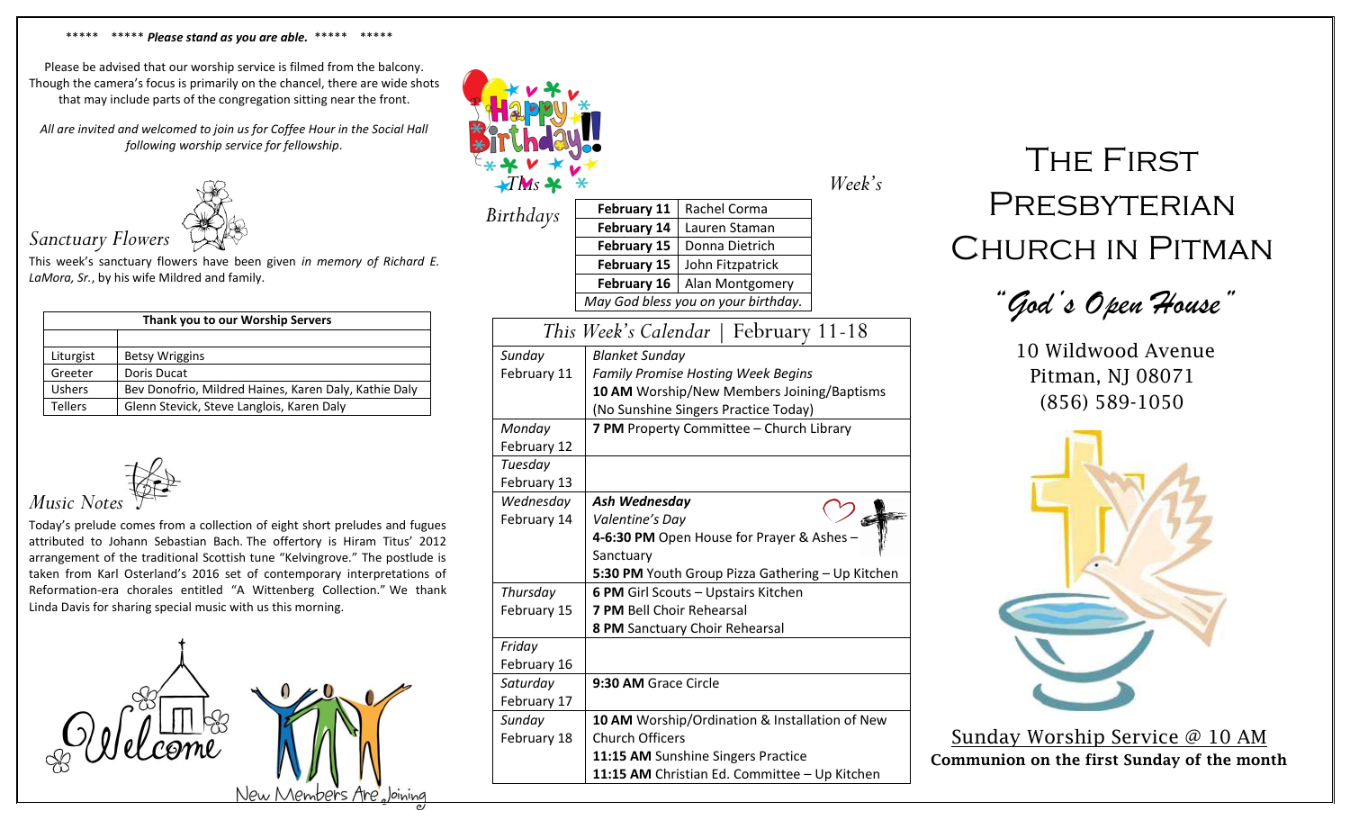***** ***** *Please stand as you are able.* ***** *****

Please be advised that our worship service is filmed from the balcony. Though the camera's focus is primarily on the chancel, there are wide shots that may include parts of the congregation sitting near the front.

*All are invited and welcomed to join us for Coffee Hour in the Social Hall following worship service for fellowship.*

## *Sanctuary Flowers*

This week's sanctuary flowers have been given *in memory of Richard E. LaMora, Sr.*, by his wife Mildred and family.

| Thank you to our Worship Servers | |
|---|---|
| | |
| Liturgist | Betsy Wriggins |
| Greeter | Doris Ducat |
| Ushers | Bev Donofrio, Mildred Haines, Karen Daly, Kathie Daly |
| Tellers | Glenn Stevick, Steve Langlois, Karen Daly |

## *Music Notes*

Today's prelude comes from a collection of eight short preludes and fugues attributed to Johann Sebastian Bach. The offertory is Hiram Titus' 2012 arrangement of the traditional Scottish tune "Kelvingrove." The postlude is taken from Karl Osterland's 2016 set of contemporary interpretations of Reformation-era chorales entitled "A Wittenberg Collection." We thank Linda Davis for sharing special music with us this morning.

Welcome

New Members Are Joining

## Happy Birthday!! *This Week's Birthdays*

| | |
|---|---|
| **February 11** | Rachel Corma |
| **February 14** | Lauren Staman |
| **February 15** | Donna Dietrich |
| **February 15** | John Fitzpatrick |
| **February 16** | Alan Montgomery |
| *May God bless you on your birthday.* | |

## *This Week's Calendar* | February 11-18

| | |
|---|---|
| *Sunday* February 11 | *Blanket Sunday* *Family Promise Hosting Week Begins* **10 AM** Worship/New Members Joining/Baptisms (No Sunshine Singers Practice Today) |
| *Monday* February 12 | **7 PM** Property Committee – Church Library |
| *Tuesday* February 13 | |
| *Wednesday* February 14 | ***Ash Wednesday*** *Valentine's Day* **4-6:30 PM** Open House for Prayer & Ashes – Sanctuary **5:30 PM** Youth Group Pizza Gathering – Up Kitchen |
| *Thursday* February 15 | **6 PM** Girl Scouts – Upstairs Kitchen **7 PM** Bell Choir Rehearsal **8 PM** Sanctuary Choir Rehearsal |
| *Friday* February 16 | |
| *Saturday* February 17 | **9:30 AM** Grace Circle |
| *Sunday* February 18 | **10 AM** Worship/Ordination & Installation of New Church Officers **11:15 AM** Sunshine Singers Practice **11:15 AM** Christian Ed. Committee – Up Kitchen |

# The First Presbyterian Church in Pitman

*"God's Open House"*

10 Wildwood Avenue
Pitman, NJ 08071
(856) 589-1050

Sunday Worship Service @ 10 AM
**Communion on the first Sunday of the month**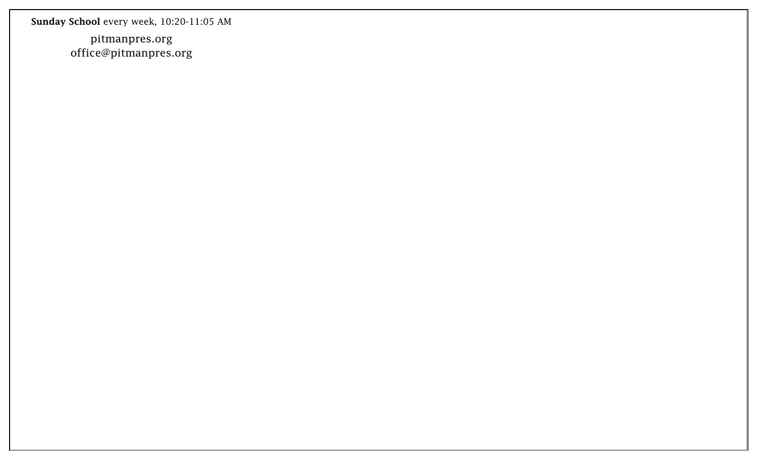**Sunday School** every week, 10:20-11:05 AM

pitmanpres.org
office@pitmanpres.org